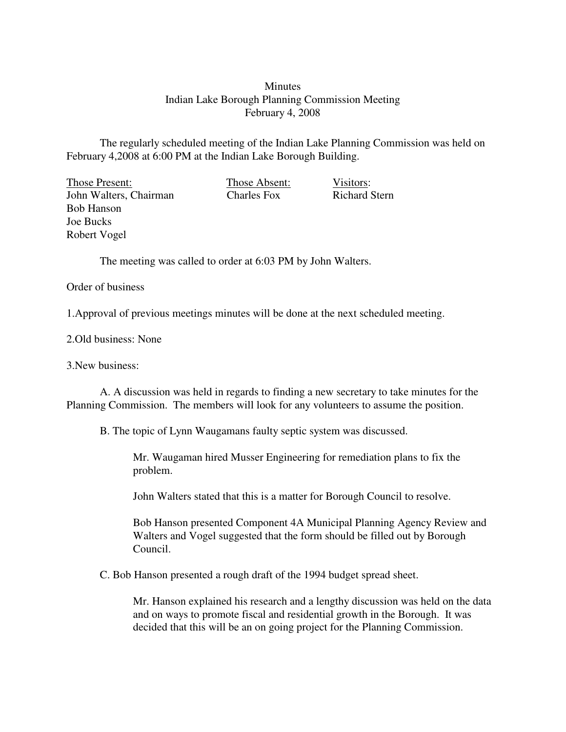Minutes
Indian Lake Borough Planning Commission Meeting
February 4, 2008

The regularly scheduled meeting of the Indian Lake Planning Commission was held on February 4,2008 at 6:00 PM at the Indian Lake Borough Building.

| Those Present: | Those Absent: | Visitors: |
|---|---|---|
| John Walters, Chairman | Charles Fox | Richard Stern |
| Bob Hanson | | |
| Joe Bucks | | |
| Robert Vogel | | |

The meeting was called to order at 6:03 PM by John Walters.

Order of business

1.Approval of previous meetings minutes will be done at the next scheduled meeting.

2.Old business: None

3.New business:

A. A discussion was held in regards to finding a new secretary to take minutes for the Planning Commission. The members will look for any volunteers to assume the position.

B. The topic of Lynn Waugamans faulty septic system was discussed.

> Mr. Waugaman hired Musser Engineering for remediation plans to fix the problem.
>
> John Walters stated that this is a matter for Borough Council to resolve.
>
> Bob Hanson presented Component 4A Municipal Planning Agency Review and Walters and Vogel suggested that the form should be filled out by Borough Council.

C. Bob Hanson presented a rough draft of the 1994 budget spread sheet.

> Mr. Hanson explained his research and a lengthy discussion was held on the data and on ways to promote fiscal and residential growth in the Borough. It was decided that this will be an on going project for the Planning Commission.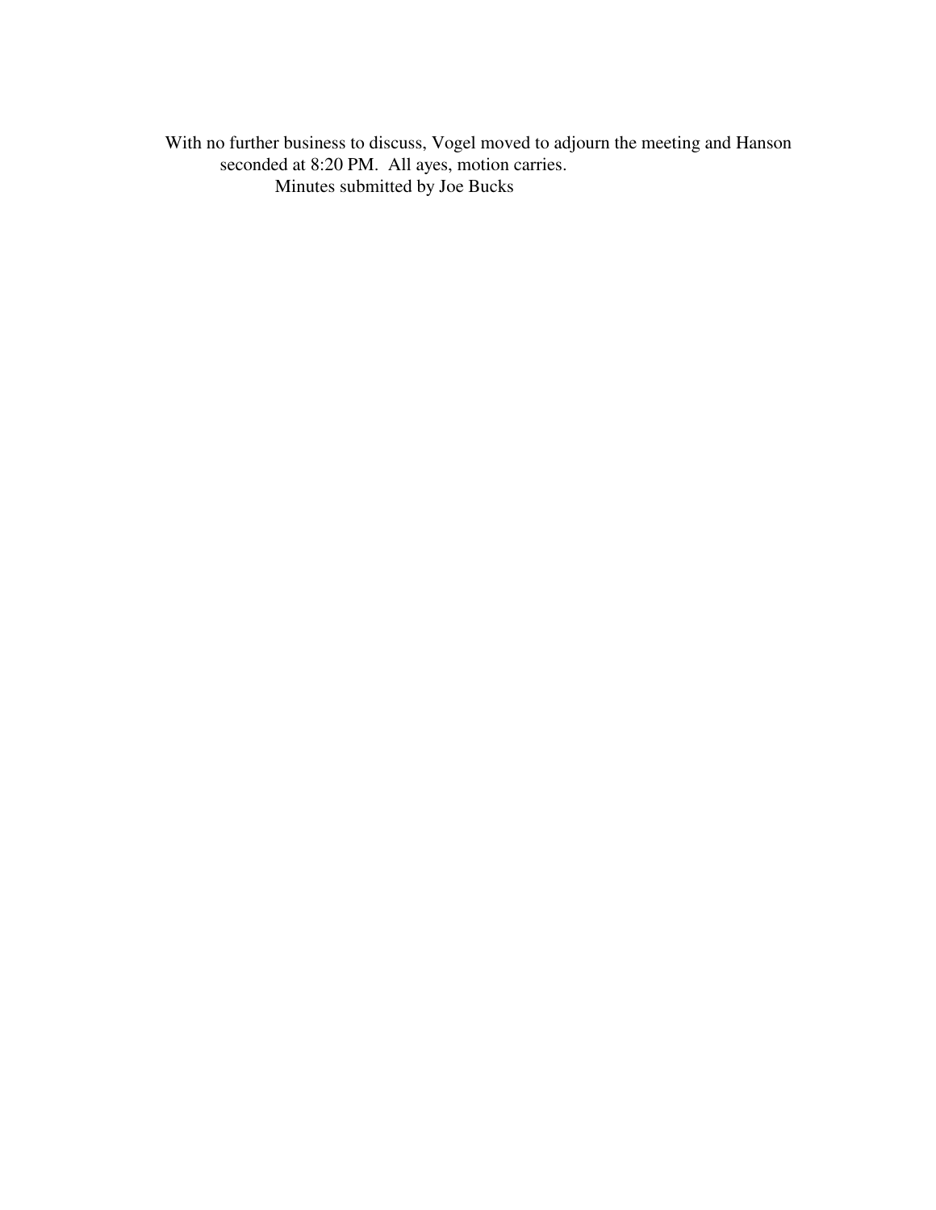With no further business to discuss, Vogel moved to adjourn the meeting and Hanson seconded at 8:20 PM. All ayes, motion carries.

Minutes submitted by Joe Bucks